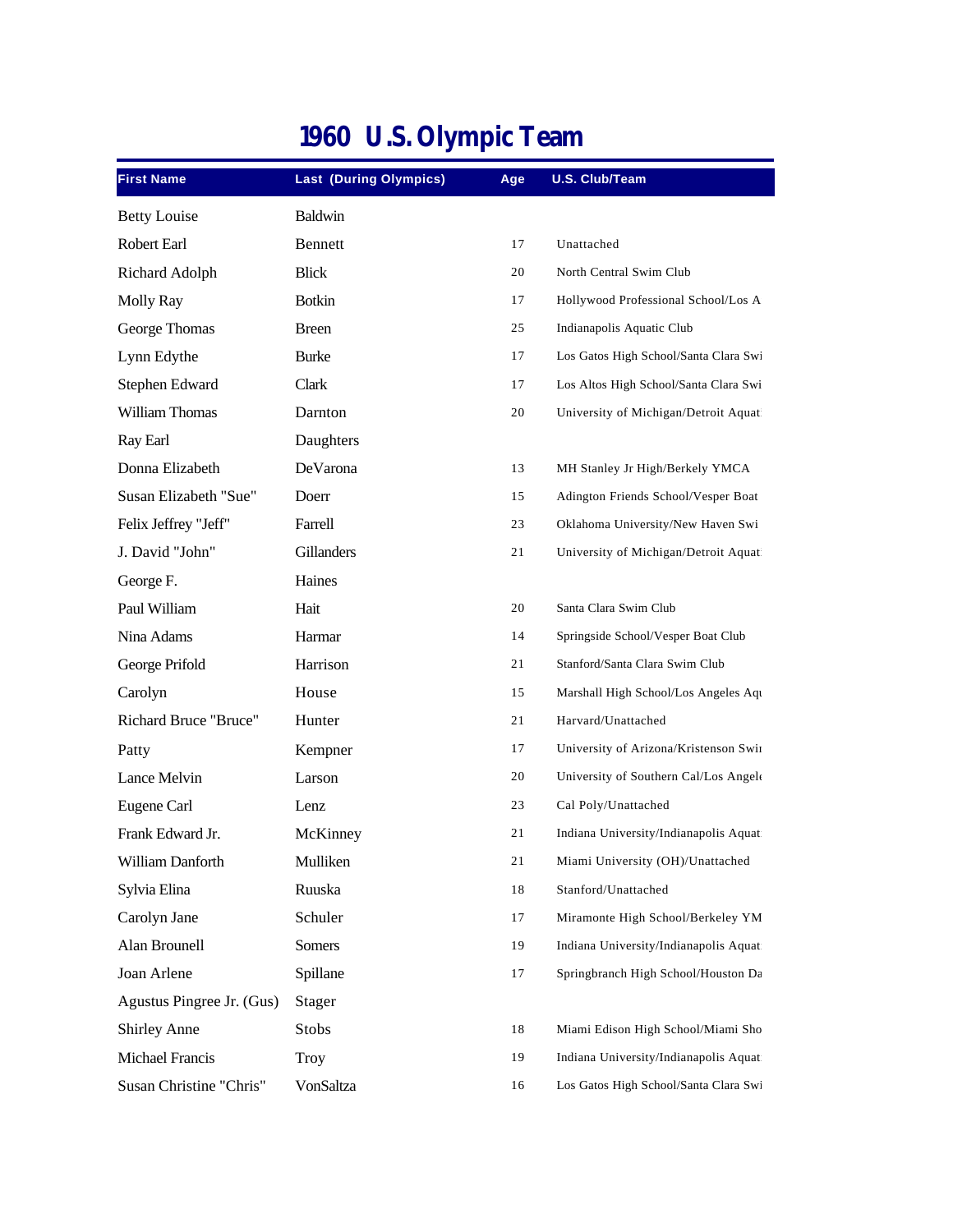# 1960 U.S. Olympic Team

| First Name | Last (During Olympics) | Age | U.S. Club/Team |
|---|---|---|---|
| Betty Louise | Baldwin | | |
| Robert Earl | Bennett | 17 | Unattached |
| Richard Adolph | Blick | 20 | North Central Swim Club |
| Molly Ray | Botkin | 17 | Hollywood Professional School/Los A |
| George Thomas | Breen | 25 | Indianapolis Aquatic Club |
| Lynn Edythe | Burke | 17 | Los Gatos High School/Santa Clara Swi |
| Stephen Edward | Clark | 17 | Los Altos High School/Santa Clara Swi |
| William Thomas | Darnton | 20 | University of Michigan/Detroit Aquat |
| Ray Earl | Daughters | | |
| Donna Elizabeth | DeVarona | 13 | MH Stanley Jr High/Berkely YMCA |
| Susan Elizabeth "Sue" | Doerr | 15 | Adington Friends School/Vesper Boat |
| Felix Jeffrey "Jeff" | Farrell | 23 | Oklahoma University/New Haven Swi |
| J. David "John" | Gillanders | 21 | University of Michigan/Detroit Aquat |
| George F. | Haines | | |
| Paul William | Hait | 20 | Santa Clara Swim Club |
| Nina Adams | Harmar | 14 | Springside School/Vesper Boat Club |
| George Prifold | Harrison | 21 | Stanford/Santa Clara Swim Club |
| Carolyn | House | 15 | Marshall High School/Los Angeles Aqu |
| Richard Bruce "Bruce" | Hunter | 21 | Harvard/Unattached |
| Patty | Kempner | 17 | University of Arizona/Kristenson Swi |
| Lance Melvin | Larson | 20 | University of Southern Cal/Los Angele |
| Eugene Carl | Lenz | 23 | Cal Poly/Unattached |
| Frank Edward Jr. | McKinney | 21 | Indiana University/Indianapolis Aquat |
| William Danforth | Mulliken | 21 | Miami University (OH)/Unattached |
| Sylvia Elina | Ruuska | 18 | Stanford/Unattached |
| Carolyn Jane | Schuler | 17 | Miramonte High School/Berkeley YM |
| Alan Brounell | Somers | 19 | Indiana University/Indianapolis Aquat |
| Joan Arlene | Spillane | 17 | Springbranch High School/Houston Da |
| Agustus Pingree Jr. (Gus) | Stager | | |
| Shirley Anne | Stobs | 18 | Miami Edison High School/Miami Sho |
| Michael Francis | Troy | 19 | Indiana University/Indianapolis Aquat |
| Susan Christine "Chris" | VonSaltza | 16 | Los Gatos High School/Santa Clara Swi |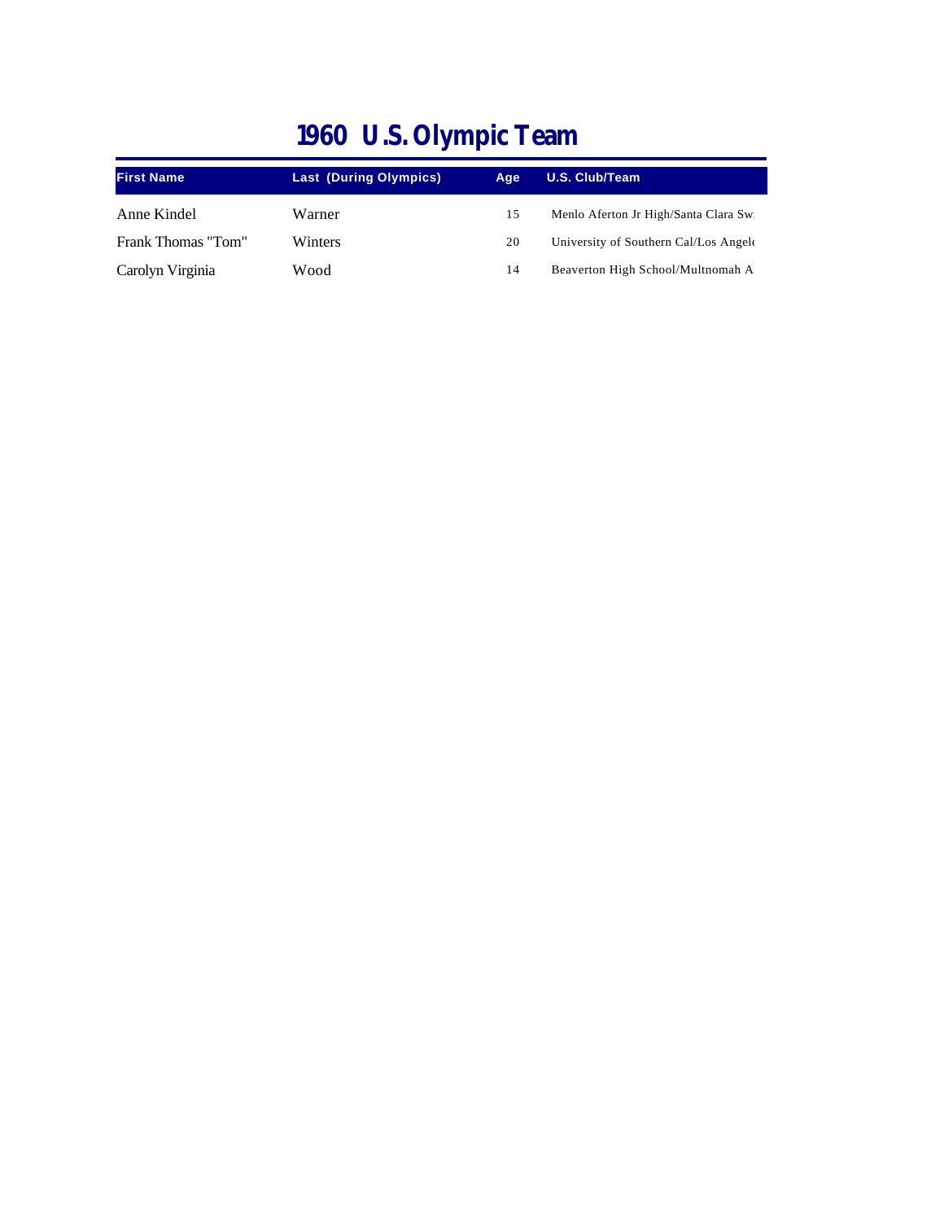# 1960 U.S. Olympic Team

| First Name | Last (During Olympics) | Age | U.S. Club/Team |
|---|---|---|---|
| Anne Kindel | Warner | 15 | Menlo Aferton Jr High/Santa Clara Sw |
| Frank Thomas "Tom" | Winters | 20 | University of Southern Cal/Los Angel |
| Carolyn Virginia | Wood | 14 | Beaverton High School/Multnomah A |